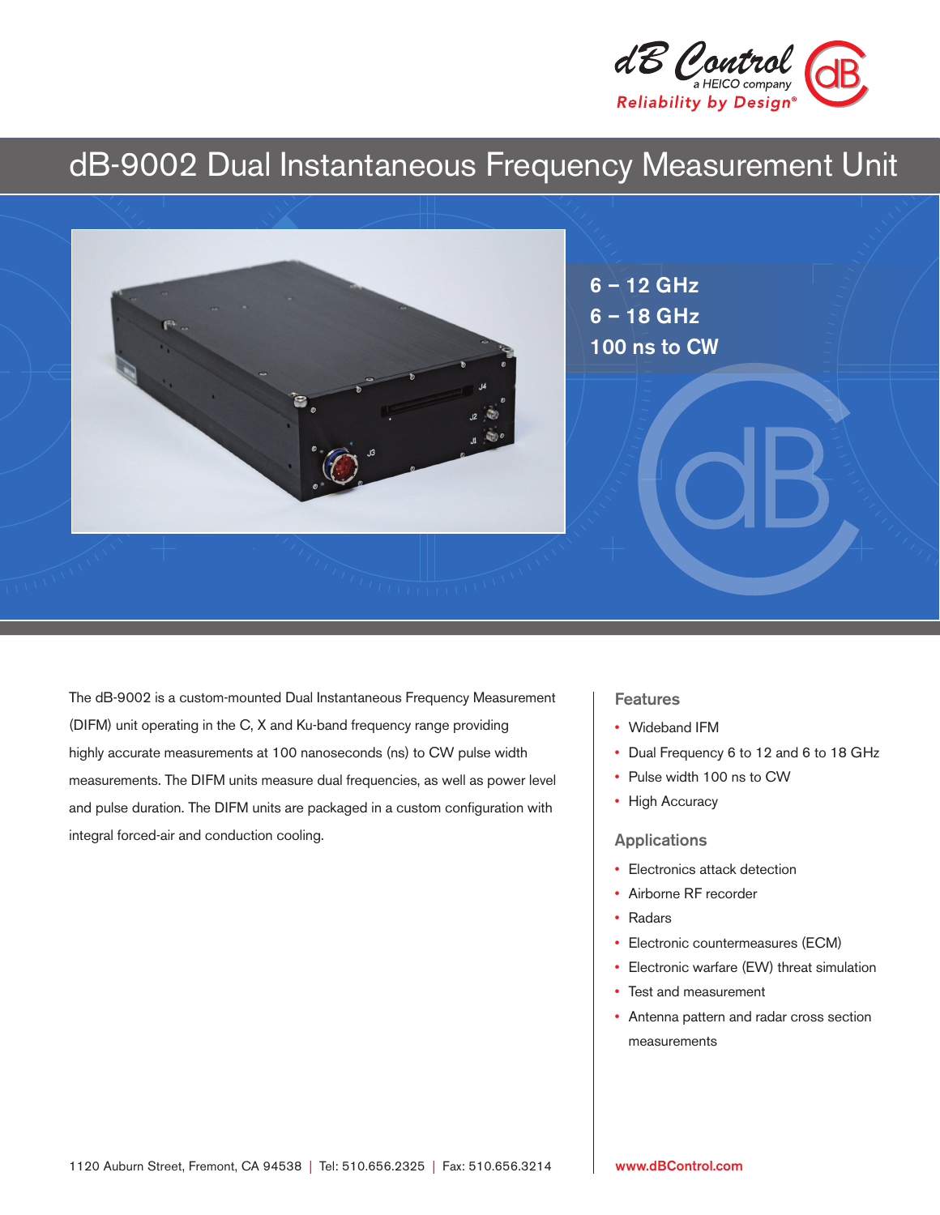dB Control
a HEICO company
*Reliability by Design®*

# dB-9002 Dual Instantaneous Frequency Measurement Unit

**6 – 12 GHz**
**6 – 18 GHz**
**100 ns to CW**

The dB-9002 is a custom-mounted Dual Instantaneous Frequency Measurement (DIFM) unit operating in the C, X and Ku-band frequency range providing highly accurate measurements at 100 nanoseconds (ns) to CW pulse width measurements. The DIFM units measure dual frequencies, as well as power level and pulse duration. The DIFM units are packaged in a custom configuration with integral forced-air and conduction cooling.

## Features

- Wideband IFM
- Dual Frequency 6 to 12 and 6 to 18 GHz
- Pulse width 100 ns to CW
- High Accuracy

## Applications

- Electronics attack detection
- Airborne RF recorder
- Radars
- Electronic countermeasures (ECM)
- Electronic warfare (EW) threat simulation
- Test and measurement
- Antenna pattern and radar cross section measurements

1120 Auburn Street, Fremont, CA 94538 | Tel: 510.656.2325 | Fax: 510.656.3214

www.dBControl.com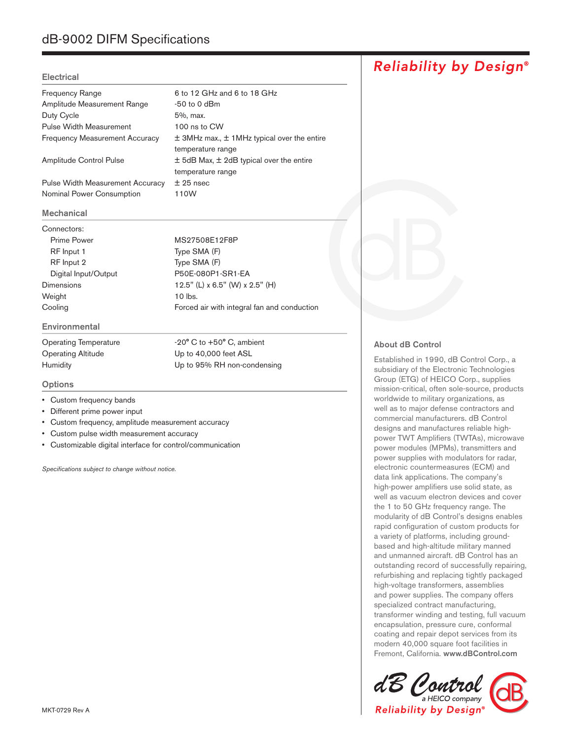# dB-9002 DIFM Specifications

## Electrical

| | |
|---|---|
| Frequency Range | 6 to 12 GHz and 6 to 18 GHz |
| Amplitude Measurement Range | -50 to 0 dBm |
| Duty Cycle | 5%, max. |
| Pulse Width Measurement | 100 ns to CW |
| Frequency Measurement Accuracy | ± 3MHz max., ± 1MHz typical over the entire temperature range |
| Amplitude Control Pulse | ± 5dB Max, ± 2dB typical over the entire temperature range |
| Pulse Width Measurement Accuracy | ± 25 nsec |
| Nominal Power Consumption | 110W |

## Mechanical

| | |
|---|---|
| Connectors: | |
| Prime Power | MS27508E12F8P |
| RF Input 1 | Type SMA (F) |
| RF Input 2 | Type SMA (F) |
| Digital Input/Output | P50E-080P1-SR1-EA |
| Dimensions | 12.5" (L) x 6.5" (W) x 2.5" (H) |
| Weight | 10 lbs. |
| Cooling | Forced air with integral fan and conduction |

## Environmental

| | |
|---|---|
| Operating Temperature | -20° C to +50° C, ambient |
| Operating Altitude | Up to 40,000 feet ASL |
| Humidity | Up to 95% RH non-condensing |

## Options

- Custom frequency bands
- Different prime power input
- Custom frequency, amplitude measurement accuracy
- Custom pulse width measurement accuracy
- Customizable digital interface for control/communication

*Specifications subject to change without notice.*

MKT-0729 Rev A

*Reliability by Design®*

### About dB Control

Established in 1990, dB Control Corp., a subsidiary of the Electronic Technologies Group (ETG) of HEICO Corp., supplies mission-critical, often sole-source, products worldwide to military organizations, as well as to major defense contractors and commercial manufacturers. dB Control designs and manufactures reliable high-power TWT Amplifiers (TWTAs), microwave power modules (MPMs), transmitters and power supplies with modulators for radar, electronic countermeasures (ECM) and data link applications. The company's high-power amplifiers use solid state, as well as vacuum electron devices and cover the 1 to 50 GHz frequency range. The modularity of dB Control's designs enables rapid configuration of custom products for a variety of platforms, including ground-based and high-altitude military manned and unmanned aircraft. dB Control has an outstanding record of successfully repairing, refurbishing and replacing tightly packaged high-voltage transformers, assemblies and power supplies. The company offers specialized contract manufacturing, transformer winding and testing, full vacuum encapsulation, pressure cure, conformal coating and repair depot services from its modern 40,000 square foot facilities in Fremont, California. **www.dBControl.com**

dB Control
a HEICO company
*Reliability by Design®*